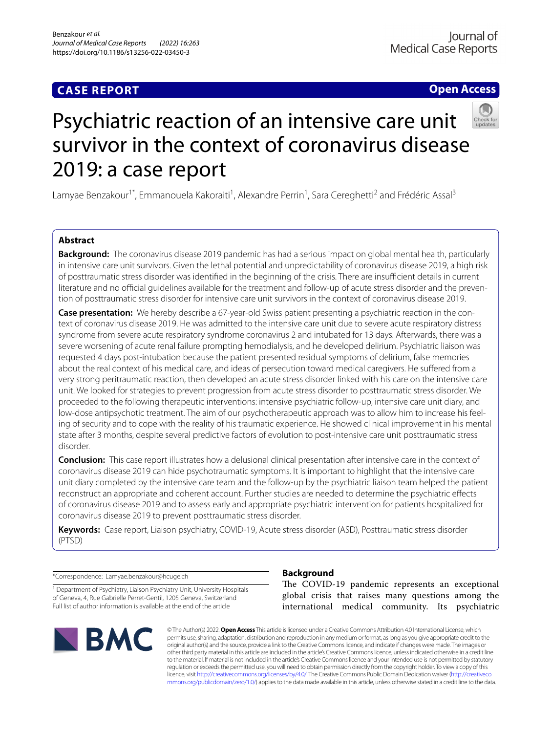CASE REPORT

Open Access

# Psychiatric reaction of an intensive care unit survivor in the context of coronavirus disease 2019: a case report

Lamyae Benzakour[1*], Emmanouela Kakoraiti[1], Alexandre Perrin[1], Sara Cereghetti[2] and Frédéric Assal[3]

## Abstract

**Background:** The coronavirus disease 2019 pandemic has had a serious impact on global mental health, particularly in intensive care unit survivors. Given the lethal potential and unpredictability of coronavirus disease 2019, a high risk of posttraumatic stress disorder was identified in the beginning of the crisis. There are insufficient details in current literature and no official guidelines available for the treatment and follow-up of acute stress disorder and the prevention of posttraumatic stress disorder for intensive care unit survivors in the context of coronavirus disease 2019.

**Case presentation:** We hereby describe a 67-year-old Swiss patient presenting a psychiatric reaction in the context of coronavirus disease 2019. He was admitted to the intensive care unit due to severe acute respiratory distress syndrome from severe acute respiratory syndrome coronavirus 2 and intubated for 13 days. Afterwards, there was a severe worsening of acute renal failure prompting hemodialysis, and he developed delirium. Psychiatric liaison was requested 4 days post-intubation because the patient presented residual symptoms of delirium, false memories about the real context of his medical care, and ideas of persecution toward medical caregivers. He suffered from a very strong peritraumatic reaction, then developed an acute stress disorder linked with his care on the intensive care unit. We looked for strategies to prevent progression from acute stress disorder to posttraumatic stress disorder. We proceeded to the following therapeutic interventions: intensive psychiatric follow-up, intensive care unit diary, and low-dose antipsychotic treatment. The aim of our psychotherapeutic approach was to allow him to increase his feeling of security and to cope with the reality of his traumatic experience. He showed clinical improvement in his mental state after 3 months, despite several predictive factors of evolution to post-intensive care unit posttraumatic stress disorder.

**Conclusion:** This case report illustrates how a delusional clinical presentation after intensive care in the context of coronavirus disease 2019 can hide psychotraumatic symptoms. It is important to highlight that the intensive care unit diary completed by the intensive care team and the follow-up by the psychiatric liaison team helped the patient reconstruct an appropriate and coherent account. Further studies are needed to determine the psychiatric effects of coronavirus disease 2019 and to assess early and appropriate psychiatric intervention for patients hospitalized for coronavirus disease 2019 to prevent posttraumatic stress disorder.

**Keywords:** Case report, Liaison psychiatry, COVID-19, Acute stress disorder (ASD), Posttraumatic stress disorder (PTSD)

*Correspondence: Lamyae.benzakour@hcuge.ch

[1] Department of Psychiatry, Liaison Psychiatry Unit, University Hospitals of Geneva, 4, Rue Gabrielle Perret-Gentil, 1205 Geneva, Switzerland

Full list of author information is available at the end of the article

## Background

The COVID-19 pandemic represents an exceptional global crisis that raises many questions among the international medical community. Its psychiatric

© The Author(s) 2022. **Open Access** This article is licensed under a Creative Commons Attribution 4.0 International License, which permits use, sharing, adaptation, distribution and reproduction in any medium or format, as long as you give appropriate credit to the original author(s) and the source, provide a link to the Creative Commons licence, and indicate if changes were made. The images or other third party material in this article are included in the article's Creative Commons licence, unless indicated otherwise in a credit line to the material. If material is not included in the article's Creative Commons licence and your intended use is not permitted by statutory regulation or exceeds the permitted use, you will need to obtain permission directly from the copyright holder. To view a copy of this licence, visit http://creativecommons.org/licenses/by/4.0/. The Creative Commons Public Domain Dedication waiver (http://creativecommons.org/publicdomain/zero/1.0/) applies to the data made available in this article, unless otherwise stated in a credit line to the data.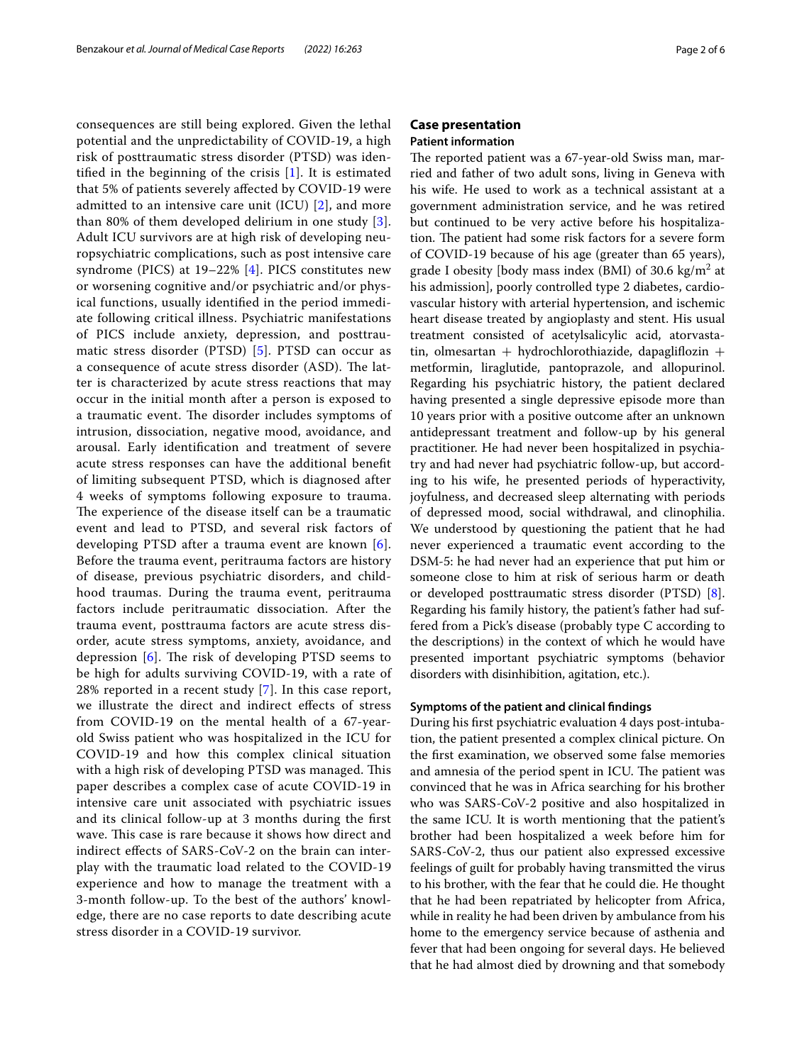consequences are still being explored. Given the lethal potential and the unpredictability of COVID-19, a high risk of posttraumatic stress disorder (PTSD) was identified in the beginning of the crisis [1]. It is estimated that 5% of patients severely affected by COVID-19 were admitted to an intensive care unit (ICU) [2], and more than 80% of them developed delirium in one study [3]. Adult ICU survivors are at high risk of developing neuropsychiatric complications, such as post intensive care syndrome (PICS) at 19–22% [4]. PICS constitutes new or worsening cognitive and/or psychiatric and/or physical functions, usually identified in the period immediate following critical illness. Psychiatric manifestations of PICS include anxiety, depression, and posttraumatic stress disorder (PTSD) [5]. PTSD can occur as a consequence of acute stress disorder (ASD). The latter is characterized by acute stress reactions that may occur in the initial month after a person is exposed to a traumatic event. The disorder includes symptoms of intrusion, dissociation, negative mood, avoidance, and arousal. Early identification and treatment of severe acute stress responses can have the additional benefit of limiting subsequent PTSD, which is diagnosed after 4 weeks of symptoms following exposure to trauma. The experience of the disease itself can be a traumatic event and lead to PTSD, and several risk factors of developing PTSD after a trauma event are known [6]. Before the trauma event, peritrauma factors are history of disease, previous psychiatric disorders, and childhood traumas. During the trauma event, peritrauma factors include peritraumatic dissociation. After the trauma event, posttrauma factors are acute stress disorder, acute stress symptoms, anxiety, avoidance, and depression [6]. The risk of developing PTSD seems to be high for adults surviving COVID-19, with a rate of 28% reported in a recent study [7]. In this case report, we illustrate the direct and indirect effects of stress from COVID-19 on the mental health of a 67-year-old Swiss patient who was hospitalized in the ICU for COVID-19 and how this complex clinical situation with a high risk of developing PTSD was managed. This paper describes a complex case of acute COVID-19 in intensive care unit associated with psychiatric issues and its clinical follow-up at 3 months during the first wave. This case is rare because it shows how direct and indirect effects of SARS-CoV-2 on the brain can interplay with the traumatic load related to the COVID-19 experience and how to manage the treatment with a 3-month follow-up. To the best of the authors' knowledge, there are no case reports to date describing acute stress disorder in a COVID-19 survivor.

## Case presentation

### Patient information

The reported patient was a 67-year-old Swiss man, married and father of two adult sons, living in Geneva with his wife. He used to work as a technical assistant at a government administration service, and he was retired but continued to be very active before his hospitalization. The patient had some risk factors for a severe form of COVID-19 because of his age (greater than 65 years), grade I obesity [body mass index (BMI) of 30.6 $kg/m^2$ at his admission], poorly controlled type 2 diabetes, cardiovascular history with arterial hypertension, and ischemic heart disease treated by angioplasty and stent. His usual treatment consisted of acetylsalicylic acid, atorvastatin, olmesartan + hydrochlorothiazide, dapagliflozin + metformin, liraglutide, pantoprazole, and allopurinol. Regarding his psychiatric history, the patient declared having presented a single depressive episode more than 10 years prior with a positive outcome after an unknown antidepressant treatment and follow-up by his general practitioner. He had never been hospitalized in psychiatry and had never had psychiatric follow-up, but according to his wife, he presented periods of hyperactivity, joyfulness, and decreased sleep alternating with periods of depressed mood, social withdrawal, and clinophilia. We understood by questioning the patient that he had never experienced a traumatic event according to the DSM-5: he had never had an experience that put him or someone close to him at risk of serious harm or death or developed posttraumatic stress disorder (PTSD) [8]. Regarding his family history, the patient's father had suffered from a Pick's disease (probably type C according to the descriptions) in the context of which he would have presented important psychiatric symptoms (behavior disorders with disinhibition, agitation, etc.).

### Symptoms of the patient and clinical findings

During his first psychiatric evaluation 4 days post-intubation, the patient presented a complex clinical picture. On the first examination, we observed some false memories and amnesia of the period spent in ICU. The patient was convinced that he was in Africa searching for his brother who was SARS-CoV-2 positive and also hospitalized in the same ICU. It is worth mentioning that the patient's brother had been hospitalized a week before him for SARS-CoV-2, thus our patient also expressed excessive feelings of guilt for probably having transmitted the virus to his brother, with the fear that he could die. He thought that he had been repatriated by helicopter from Africa, while in reality he had been driven by ambulance from his home to the emergency service because of asthenia and fever that had been ongoing for several days. He believed that he had almost died by drowning and that somebody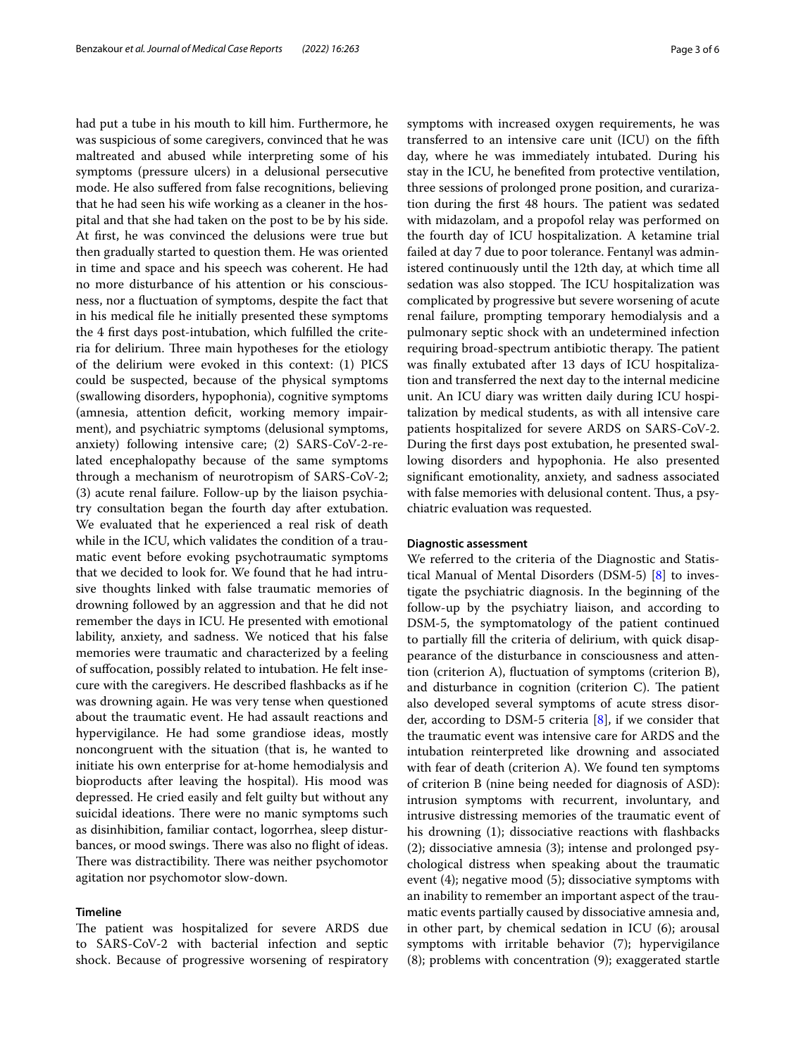had put a tube in his mouth to kill him. Furthermore, he was suspicious of some caregivers, convinced that he was maltreated and abused while interpreting some of his symptoms (pressure ulcers) in a delusional persecutive mode. He also suffered from false recognitions, believing that he had seen his wife working as a cleaner in the hospital and that she had taken on the post to be by his side. At first, he was convinced the delusions were true but then gradually started to question them. He was oriented in time and space and his speech was coherent. He had no more disturbance of his attention or his consciousness, nor a fluctuation of symptoms, despite the fact that in his medical file he initially presented these symptoms the 4 first days post-intubation, which fulfilled the criteria for delirium. Three main hypotheses for the etiology of the delirium were evoked in this context: (1) PICS could be suspected, because of the physical symptoms (swallowing disorders, hypophonia), cognitive symptoms (amnesia, attention deficit, working memory impairment), and psychiatric symptoms (delusional symptoms, anxiety) following intensive care; (2) SARS-CoV-2-related encephalopathy because of the same symptoms through a mechanism of neurotropism of SARS-CoV-2; (3) acute renal failure. Follow-up by the liaison psychiatry consultation began the fourth day after extubation. We evaluated that he experienced a real risk of death while in the ICU, which validates the condition of a traumatic event before evoking psychotraumatic symptoms that we decided to look for. We found that he had intrusive thoughts linked with false traumatic memories of drowning followed by an aggression and that he did not remember the days in ICU. He presented with emotional lability, anxiety, and sadness. We noticed that his false memories were traumatic and characterized by a feeling of suffocation, possibly related to intubation. He felt insecure with the caregivers. He described flashbacks as if he was drowning again. He was very tense when questioned about the traumatic event. He had assault reactions and hypervigilance. He had some grandiose ideas, mostly noncongruent with the situation (that is, he wanted to initiate his own enterprise for at-home hemodialysis and bioproducts after leaving the hospital). His mood was depressed. He cried easily and felt guilty but without any suicidal ideations. There were no manic symptoms such as disinhibition, familiar contact, logorrhea, sleep disturbances, or mood swings. There was also no flight of ideas. There was distractibility. There was neither psychomotor agitation nor psychomotor slow-down.

## Timeline

The patient was hospitalized for severe ARDS due to SARS-CoV-2 with bacterial infection and septic shock. Because of progressive worsening of respiratory symptoms with increased oxygen requirements, he was transferred to an intensive care unit (ICU) on the fifth day, where he was immediately intubated. During his stay in the ICU, he benefited from protective ventilation, three sessions of prolonged prone position, and curarization during the first 48 hours. The patient was sedated with midazolam, and a propofol relay was performed on the fourth day of ICU hospitalization. A ketamine trial failed at day 7 due to poor tolerance. Fentanyl was administered continuously until the 12th day, at which time all sedation was also stopped. The ICU hospitalization was complicated by progressive but severe worsening of acute renal failure, prompting temporary hemodialysis and a pulmonary septic shock with an undetermined infection requiring broad-spectrum antibiotic therapy. The patient was finally extubated after 13 days of ICU hospitalization and transferred the next day to the internal medicine unit. An ICU diary was written daily during ICU hospitalization by medical students, as with all intensive care patients hospitalized for severe ARDS on SARS-CoV-2. During the first days post extubation, he presented swallowing disorders and hypophonia. He also presented significant emotionality, anxiety, and sadness associated with false memories with delusional content. Thus, a psychiatric evaluation was requested.

## Diagnostic assessment

We referred to the criteria of the Diagnostic and Statistical Manual of Mental Disorders (DSM-5) [8] to investigate the psychiatric diagnosis. In the beginning of the follow-up by the psychiatry liaison, and according to DSM-5, the symptomatology of the patient continued to partially fill the criteria of delirium, with quick disappearance of the disturbance in consciousness and attention (criterion A), fluctuation of symptoms (criterion B), and disturbance in cognition (criterion C). The patient also developed several symptoms of acute stress disorder, according to DSM-5 criteria [8], if we consider that the traumatic event was intensive care for ARDS and the intubation reinterpreted like drowning and associated with fear of death (criterion A). We found ten symptoms of criterion B (nine being needed for diagnosis of ASD): intrusion symptoms with recurrent, involuntary, and intrusive distressing memories of the traumatic event of his drowning (1); dissociative reactions with flashbacks (2); dissociative amnesia (3); intense and prolonged psychological distress when speaking about the traumatic event (4); negative mood (5); dissociative symptoms with an inability to remember an important aspect of the traumatic events partially caused by dissociative amnesia and, in other part, by chemical sedation in ICU (6); arousal symptoms with irritable behavior (7); hypervigilance (8); problems with concentration (9); exaggerated startle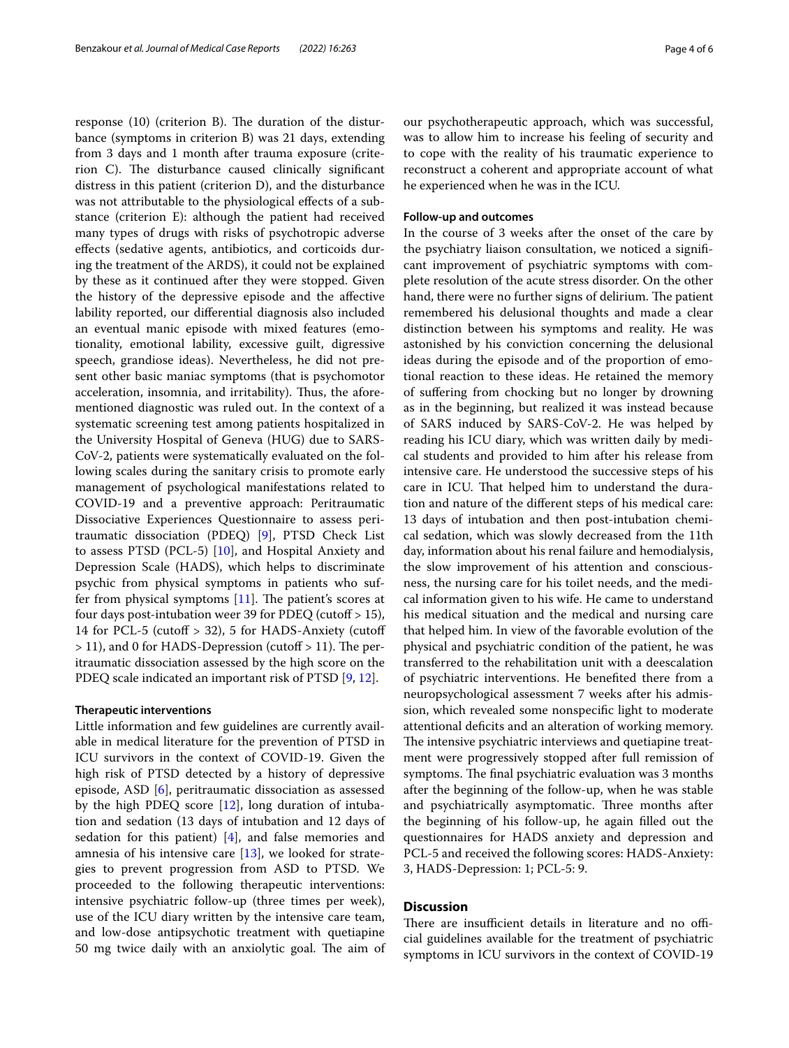response (10) (criterion B). The duration of the disturbance (symptoms in criterion B) was 21 days, extending from 3 days and 1 month after trauma exposure (criterion C). The disturbance caused clinically significant distress in this patient (criterion D), and the disturbance was not attributable to the physiological effects of a substance (criterion E): although the patient had received many types of drugs with risks of psychotropic adverse effects (sedative agents, antibiotics, and corticoids during the treatment of the ARDS), it could not be explained by these as it continued after they were stopped. Given the history of the depressive episode and the affective lability reported, our differential diagnosis also included an eventual manic episode with mixed features (emotionality, emotional lability, excessive guilt, digressive speech, grandiose ideas). Nevertheless, he did not present other basic maniac symptoms (that is psychomotor acceleration, insomnia, and irritability). Thus, the aforementioned diagnostic was ruled out. In the context of a systematic screening test among patients hospitalized in the University Hospital of Geneva (HUG) due to SARS-CoV-2, patients were systematically evaluated on the following scales during the sanitary crisis to promote early management of psychological manifestations related to COVID-19 and a preventive approach: Peritraumatic Dissociative Experiences Questionnaire (PDEQ) [9], PTSD Check List to assess PTSD (PCL-5) [10], and Hospital Anxiety and Depression Scale (HADS), which helps to discriminate psychic from physical symptoms in patients who suffer from physical symptoms [11]. The patient's scores at four days post-intubation weer 39 for PDEQ (cutoff > 15), 14 for PCL-5 (cutoff > 32), 5 for HADS-Anxiety (cutoff > 11), and 0 for HADS-Depression (cutoff > 11). The peritraumatic dissociation assessed by the high score on the PDEQ scale indicated an important risk of PTSD [9, 12].

### Therapeutic interventions

Little information and few guidelines are currently available in medical literature for the prevention of PTSD in ICU survivors in the context of COVID-19. Given the high risk of PTSD detected by a history of depressive episode, ASD [6], peritraumatic dissociation as assessed by the high PDEQ score [12], long duration of intubation and sedation (13 days of intubation and 12 days of sedation for this patient) [4], and false memories and amnesia of his intensive care [13], we looked for strategies to prevent progression from ASD to PTSD. We proceeded to the following therapeutic interventions: intensive psychiatric follow-up (three times per week), use of the ICU diary written by the intensive care team, and low-dose antipsychotic treatment with quetiapine 50 mg twice daily with an anxiolytic goal. The aim of our psychotherapeutic approach, which was successful, was to allow him to increase his feeling of security and to cope with the reality of his traumatic experience to reconstruct a coherent and appropriate account of what he experienced when he was in the ICU.

### Follow-up and outcomes

In the course of 3 weeks after the onset of the care by the psychiatry liaison consultation, we noticed a significant improvement of psychiatric symptoms with complete resolution of the acute stress disorder. On the other hand, there were no further signs of delirium. The patient remembered his delusional thoughts and made a clear distinction between his symptoms and reality. He was astonished by his conviction concerning the delusional ideas during the episode and of the proportion of emotional reaction to these ideas. He retained the memory of suffering from chocking but no longer by drowning as in the beginning, but realized it was instead because of SARS induced by SARS-CoV-2. He was helped by reading his ICU diary, which was written daily by medical students and provided to him after his release from intensive care. He understood the successive steps of his care in ICU. That helped him to understand the duration and nature of the different steps of his medical care: 13 days of intubation and then post-intubation chemical sedation, which was slowly decreased from the 11th day, information about his renal failure and hemodialysis, the slow improvement of his attention and consciousness, the nursing care for his toilet needs, and the medical information given to his wife. He came to understand his medical situation and the medical and nursing care that helped him. In view of the favorable evolution of the physical and psychiatric condition of the patient, he was transferred to the rehabilitation unit with a deescalation of psychiatric interventions. He benefited there from a neuropsychological assessment 7 weeks after his admission, which revealed some nonspecific light to moderate attentional deficits and an alteration of working memory. The intensive psychiatric interviews and quetiapine treatment were progressively stopped after full remission of symptoms. The final psychiatric evaluation was 3 months after the beginning of the follow-up, when he was stable and psychiatrically asymptomatic. Three months after the beginning of his follow-up, he again filled out the questionnaires for HADS anxiety and depression and PCL-5 and received the following scores: HADS-Anxiety: 3, HADS-Depression: 1; PCL-5: 9.

## Discussion

There are insufficient details in literature and no official guidelines available for the treatment of psychiatric symptoms in ICU survivors in the context of COVID-19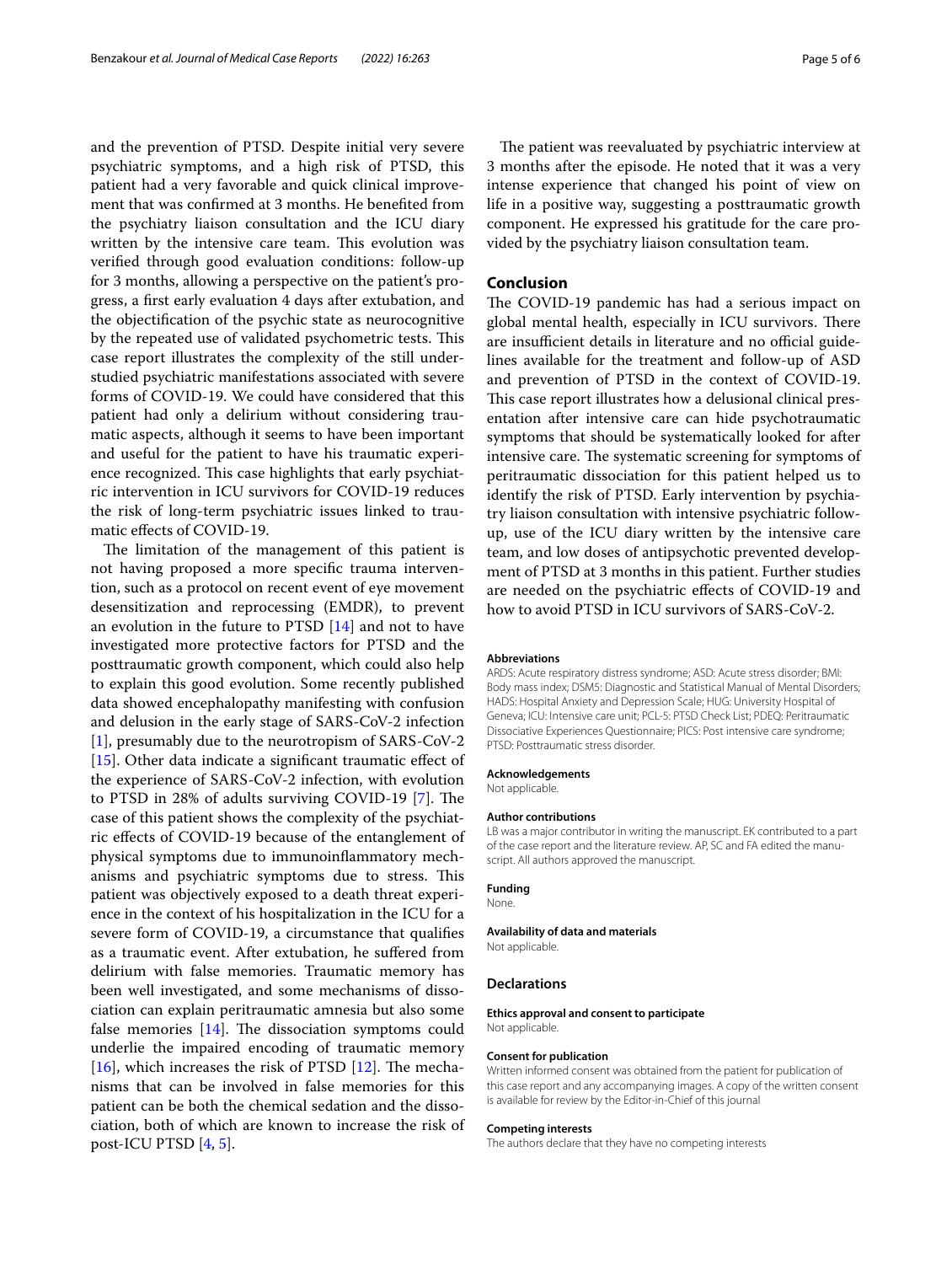and the prevention of PTSD. Despite initial very severe psychiatric symptoms, and a high risk of PTSD, this patient had a very favorable and quick clinical improvement that was confirmed at 3 months. He benefited from the psychiatry liaison consultation and the ICU diary written by the intensive care team. This evolution was verified through good evaluation conditions: follow-up for 3 months, allowing a perspective on the patient's progress, a first early evaluation 4 days after extubation, and the objectification of the psychic state as neurocognitive by the repeated use of validated psychometric tests. This case report illustrates the complexity of the still understudied psychiatric manifestations associated with severe forms of COVID-19. We could have considered that this patient had only a delirium without considering traumatic aspects, although it seems to have been important and useful for the patient to have his traumatic experience recognized. This case highlights that early psychiatric intervention in ICU survivors for COVID-19 reduces the risk of long-term psychiatric issues linked to traumatic effects of COVID-19.

The limitation of the management of this patient is not having proposed a more specific trauma intervention, such as a protocol on recent event of eye movement desensitization and reprocessing (EMDR), to prevent an evolution in the future to PTSD [14] and not to have investigated more protective factors for PTSD and the posttraumatic growth component, which could also help to explain this good evolution. Some recently published data showed encephalopathy manifesting with confusion and delusion in the early stage of SARS-CoV-2 infection [1], presumably due to the neurotropism of SARS-CoV-2 [15]. Other data indicate a significant traumatic effect of the experience of SARS-CoV-2 infection, with evolution to PTSD in 28% of adults surviving COVID-19 [7]. The case of this patient shows the complexity of the psychiatric effects of COVID-19 because of the entanglement of physical symptoms due to immunoinflammatory mechanisms and psychiatric symptoms due to stress. This patient was objectively exposed to a death threat experience in the context of his hospitalization in the ICU for a severe form of COVID-19, a circumstance that qualifies as a traumatic event. After extubation, he suffered from delirium with false memories. Traumatic memory has been well investigated, and some mechanisms of dissociation can explain peritraumatic amnesia but also some false memories [14]. The dissociation symptoms could underlie the impaired encoding of traumatic memory [16], which increases the risk of PTSD [12]. The mechanisms that can be involved in false memories for this patient can be both the chemical sedation and the dissociation, both of which are known to increase the risk of post-ICU PTSD [4, 5].

The patient was reevaluated by psychiatric interview at 3 months after the episode. He noted that it was a very intense experience that changed his point of view on life in a positive way, suggesting a posttraumatic growth component. He expressed his gratitude for the care provided by the psychiatry liaison consultation team.

## Conclusion

The COVID-19 pandemic has had a serious impact on global mental health, especially in ICU survivors. There are insufficient details in literature and no official guidelines available for the treatment and follow-up of ASD and prevention of PTSD in the context of COVID-19. This case report illustrates how a delusional clinical presentation after intensive care can hide psychotraumatic symptoms that should be systematically looked for after intensive care. The systematic screening for symptoms of peritraumatic dissociation for this patient helped us to identify the risk of PTSD. Early intervention by psychiatry liaison consultation with intensive psychiatric follow-up, use of the ICU diary written by the intensive care team, and low doses of antipsychotic prevented development of PTSD at 3 months in this patient. Further studies are needed on the psychiatric effects of COVID-19 and how to avoid PTSD in ICU survivors of SARS-CoV-2.

#### Abbreviations

ARDS: Acute respiratory distress syndrome; ASD: Acute stress disorder; BMI: Body mass index; DSM5: Diagnostic and Statistical Manual of Mental Disorders; HADS: Hospital Anxiety and Depression Scale; HUG: University Hospital of Geneva; ICU: Intensive care unit; PCL-5: PTSD Check List; PDEQ: Peritraumatic Dissociative Experiences Questionnaire; PICS: Post intensive care syndrome; PTSD: Posttraumatic stress disorder.

#### Acknowledgements

Not applicable.

#### Author contributions

LB was a major contributor in writing the manuscript. EK contributed to a part of the case report and the literature review. AP, SC and FA edited the manuscript. All authors approved the manuscript.

#### Funding

None.

#### Availability of data and materials

Not applicable.

### Declarations

#### Ethics approval and consent to participate

Not applicable.

#### Consent for publication

Written informed consent was obtained from the patient for publication of this case report and any accompanying images. A copy of the written consent is available for review by the Editor-in-Chief of this journal

#### Competing interests

The authors declare that they have no competing interests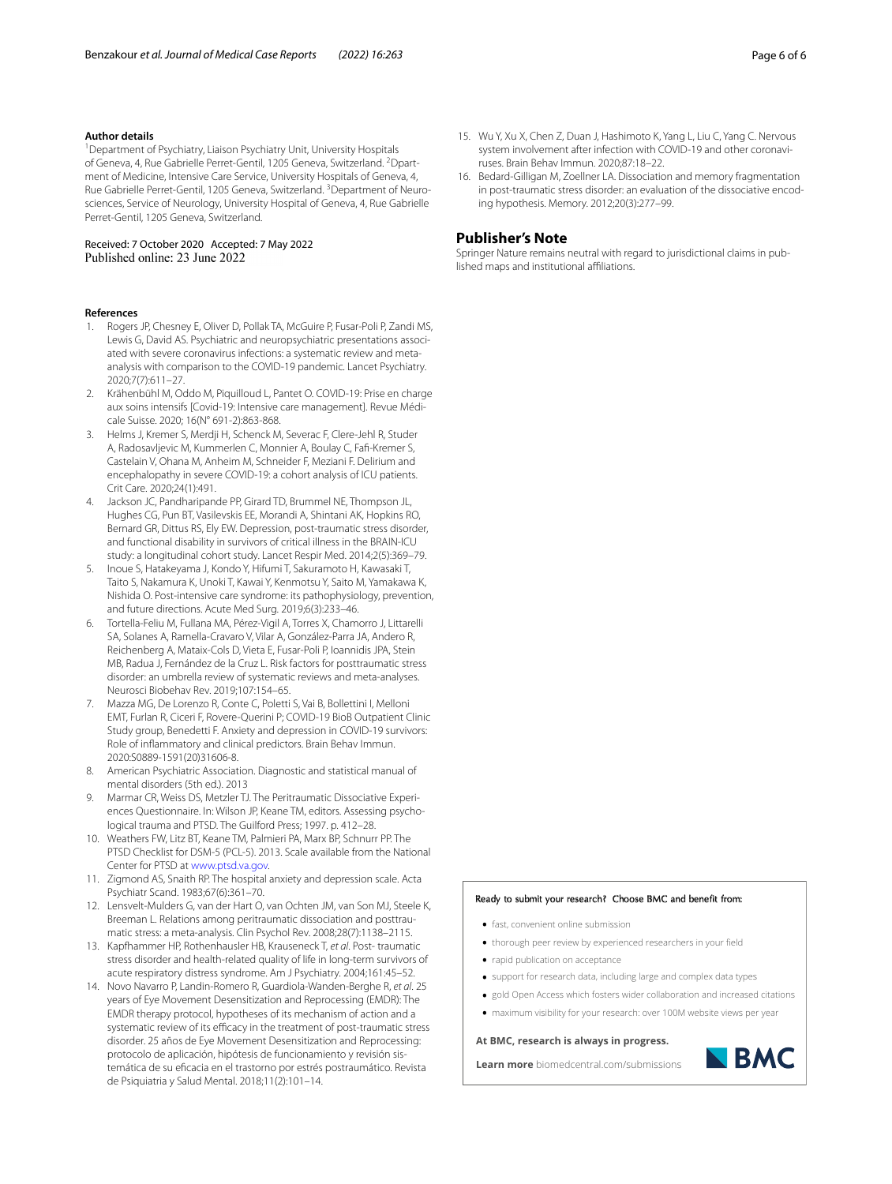**Author details**

[1]Department of Psychiatry, Liaison Psychiatry Unit, University Hospitals of Geneva, 4, Rue Gabrielle Perret-Gentil, 1205 Geneva, Switzerland. [2]Department of Medicine, Intensive Care Service, University Hospitals of Geneva, 4, Rue Gabrielle Perret-Gentil, 1205 Geneva, Switzerland. [3]Department of Neurosciences, Service of Neurology, University Hospital of Geneva, 4, Rue Gabrielle Perret-Gentil, 1205 Geneva, Switzerland.

Received: 7 October 2020 Accepted: 7 May 2022
Published online: 23 June 2022

**References**

1. Rogers JP, Chesney E, Oliver D, Pollak TA, McGuire P, Fusar-Poli P, Zandi MS, Lewis G, David AS. Psychiatric and neuropsychiatric presentations associated with severe coronavirus infections: a systematic review and meta-analysis with comparison to the COVID-19 pandemic. Lancet Psychiatry. 2020;7(7):611–27.
2. Krähenbühl M, Oddo M, Piquilloud L, Pantet O. COVID-19: Prise en charge aux soins intensifs [Covid-19: Intensive care management]. Revue Médicale Suisse. 2020; 16(N° 691-2):863-868.
3. Helms J, Kremer S, Merdji H, Schenck M, Severac F, Clere-Jehl R, Studer A, Radosavljevic M, Kummerlen C, Monnier A, Boulay C, Fafi-Kremer S, Castelain V, Ohana M, Anheim M, Schneider F, Meziani F. Delirium and encephalopathy in severe COVID-19: a cohort analysis of ICU patients. Crit Care. 2020;24(1):491.
4. Jackson JC, Pandharipande PP, Girard TD, Brummel NE, Thompson JL, Hughes CG, Pun BT, Vasilevskis EE, Morandi A, Shintani AK, Hopkins RO, Bernard GR, Dittus RS, Ely EW. Depression, post-traumatic stress disorder, and functional disability in survivors of critical illness in the BRAIN-ICU study: a longitudinal cohort study. Lancet Respir Med. 2014;2(5):369–79.
5. Inoue S, Hatakeyama J, Kondo Y, Hifumi T, Sakuramoto H, Kawasaki T, Taito S, Nakamura K, Unoki T, Kawai Y, Kenmotsu Y, Saito M, Yamakawa K, Nishida O. Post-intensive care syndrome: its pathophysiology, prevention, and future directions. Acute Med Surg. 2019;6(3):233–46.
6. Tortella-Feliu M, Fullana MA, Pérez-Vigil A, Torres X, Chamorro J, Littarelli SA, Solanes A, Ramella-Cravaro V, Vilar A, González-Parra JA, Andero R, Reichenberg A, Mataix-Cols D, Vieta E, Fusar-Poli P, Ioannidis JPA, Stein MB, Radua J, Fernández de la Cruz L. Risk factors for posttraumatic stress disorder: an umbrella review of systematic reviews and meta-analyses. Neurosci Biobehav Rev. 2019;107:154–65.
7. Mazza MG, De Lorenzo R, Conte C, Poletti S, Vai B, Bollettini I, Melloni EMT, Furlan R, Ciceri F, Rovere-Querini P; COVID-19 BioB Outpatient Clinic Study group, Benedetti F. Anxiety and depression in COVID-19 survivors: Role of inflammatory and clinical predictors. Brain Behav Immun. 2020:S0889-1591(20)31606-8.
8. American Psychiatric Association. Diagnostic and statistical manual of mental disorders (5th ed.). 2013
9. Marmar CR, Weiss DS, Metzler TJ. The Peritraumatic Dissociative Experiences Questionnaire. In: Wilson JP, Keane TM, editors. Assessing psychological trauma and PTSD. The Guilford Press; 1997. p. 412–28.
10. Weathers FW, Litz BT, Keane TM, Palmieri PA, Marx BP, Schnurr PP. The PTSD Checklist for DSM-5 (PCL-5). 2013. Scale available from the National Center for PTSD at www.ptsd.va.gov.
11. Zigmond AS, Snaith RP. The hospital anxiety and depression scale. Acta Psychiatr Scand. 1983;67(6):361–70.
12. Lensvelt-Mulders G, van der Hart O, van Ochten JM, van Son MJ, Steele K, Breeman L. Relations among peritraumatic dissociation and posttraumatic stress: a meta-analysis. Clin Psychol Rev. 2008;28(7):1138–2115.
13. Kapfhammer HP, Rothenhausler HB, Krauseneck T, *et al*. Post- traumatic stress disorder and health-related quality of life in long-term survivors of acute respiratory distress syndrome. Am J Psychiatry. 2004;161:45–52.
14. Novo Navarro P, Landin-Romero R, Guardiola-Wanden-Berghe R, *et al*. 25 years of Eye Movement Desensitization and Reprocessing (EMDR): The EMDR therapy protocol, hypotheses of its mechanism of action and a systematic review of its efficacy in the treatment of post-traumatic stress disorder. 25 años de Eye Movement Desensitization and Reprocessing: protocolo de aplicación, hipótesis de funcionamiento y revisión sistemática de su eficacia en el trastorno por estrés postraumático. Revista de Psiquiatria y Salud Mental. 2018;11(2):101–14.
15. Wu Y, Xu X, Chen Z, Duan J, Hashimoto K, Yang L, Liu C, Yang C. Nervous system involvement after infection with COVID-19 and other coronaviruses. Brain Behav Immun. 2020;87:18–22.
16. Bedard-Gilligan M, Zoellner LA. Dissociation and memory fragmentation in post-traumatic stress disorder: an evaluation of the dissociative encoding hypothesis. Memory. 2012;20(3):277–99.

## Publisher's Note

Springer Nature remains neutral with regard to jurisdictional claims in published maps and institutional affiliations.

Ready to submit your research? Choose BMC and benefit from:

- fast, convenient online submission
- thorough peer review by experienced researchers in your field
- rapid publication on acceptance
- support for research data, including large and complex data types
- gold Open Access which fosters wider collaboration and increased citations
- maximum visibility for your research: over 100M website views per year

**At BMC, research is always in progress.**

**Learn more** biomedcentral.com/submissions

BMC